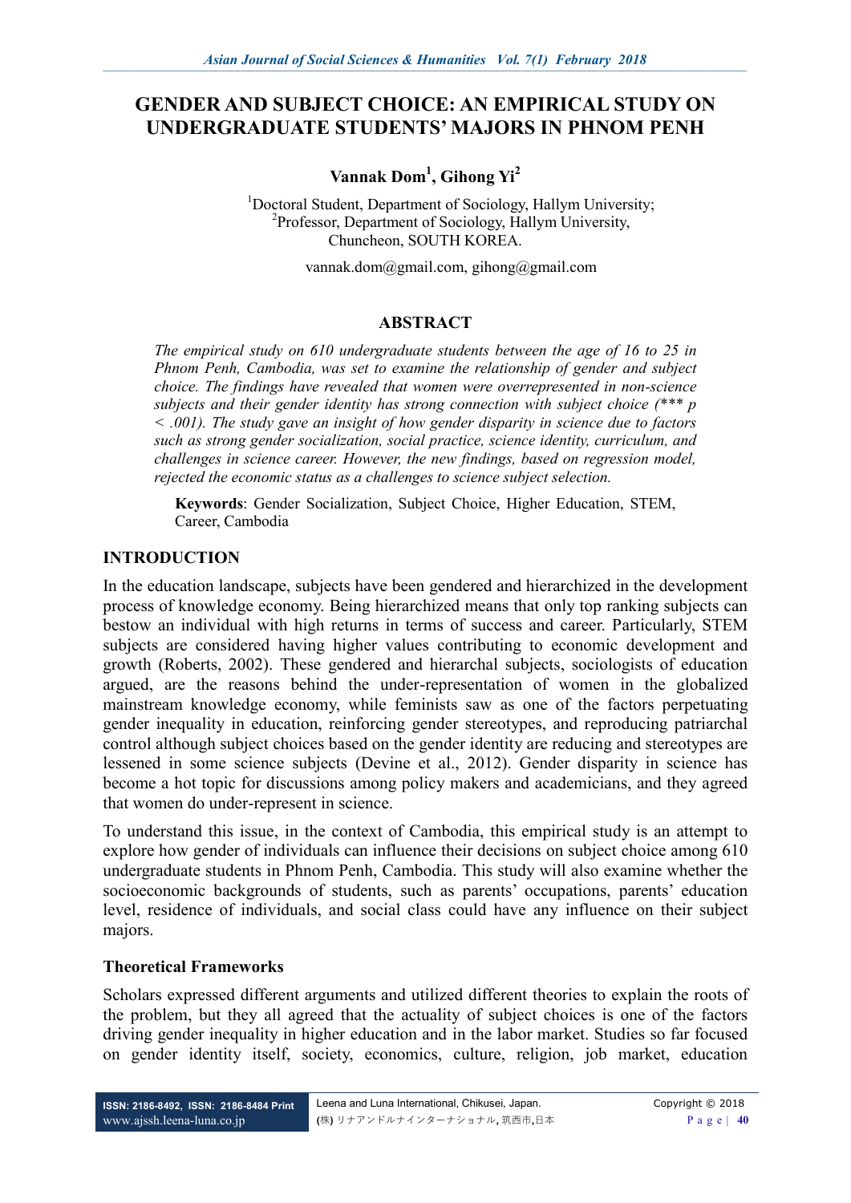# GENDER AND SUBJECT CHOICE: AN EMPIRICAL STUDY ON UNDERGRADUATE STUDENTS' MAJORS IN PHNOM PENH

**Vannak Dom[1], Gihong Yi[2]**

[1]Doctoral Student, Department of Sociology, Hallym University;
[2]Professor, Department of Sociology, Hallym University,
Chuncheon, SOUTH KOREA.

vannak.dom@gmail.com, gihong@gmail.com

## ABSTRACT

*The empirical study on 610 undergraduate students between the age of 16 to 25 in Phnom Penh, Cambodia, was set to examine the relationship of gender and subject choice. The findings have revealed that women were overrepresented in non-science subjects and their gender identity has strong connection with subject choice (\*\*\* $p < .001$). The study gave an insight of how gender disparity in science due to factors such as strong gender socialization, social practice, science identity, curriculum, and challenges in science career. However, the new findings, based on regression model, rejected the economic status as a challenges to science subject selection.*

**Keywords**: Gender Socialization, Subject Choice, Higher Education, STEM, Career, Cambodia

## INTRODUCTION

In the education landscape, subjects have been gendered and hierarchized in the development process of knowledge economy. Being hierarchized means that only top ranking subjects can bestow an individual with high returns in terms of success and career. Particularly, STEM subjects are considered having higher values contributing to economic development and growth (Roberts, 2002). These gendered and hierarchal subjects, sociologists of education argued, are the reasons behind the under-representation of women in the globalized mainstream knowledge economy, while feminists saw as one of the factors perpetuating gender inequality in education, reinforcing gender stereotypes, and reproducing patriarchal control although subject choices based on the gender identity are reducing and stereotypes are lessened in some science subjects (Devine et al., 2012). Gender disparity in science has become a hot topic for discussions among policy makers and academicians, and they agreed that women do under-represent in science.

To understand this issue, in the context of Cambodia, this empirical study is an attempt to explore how gender of individuals can influence their decisions on subject choice among 610 undergraduate students in Phnom Penh, Cambodia. This study will also examine whether the socioeconomic backgrounds of students, such as parents' occupations, parents' education level, residence of individuals, and social class could have any influence on their subject majors.

### Theoretical Frameworks

Scholars expressed different arguments and utilized different theories to explain the roots of the problem, but they all agreed that the actuality of subject choices is one of the factors driving gender inequality in higher education and in the labor market. Studies so far focused on gender identity itself, society, economics, culture, religion, job market, education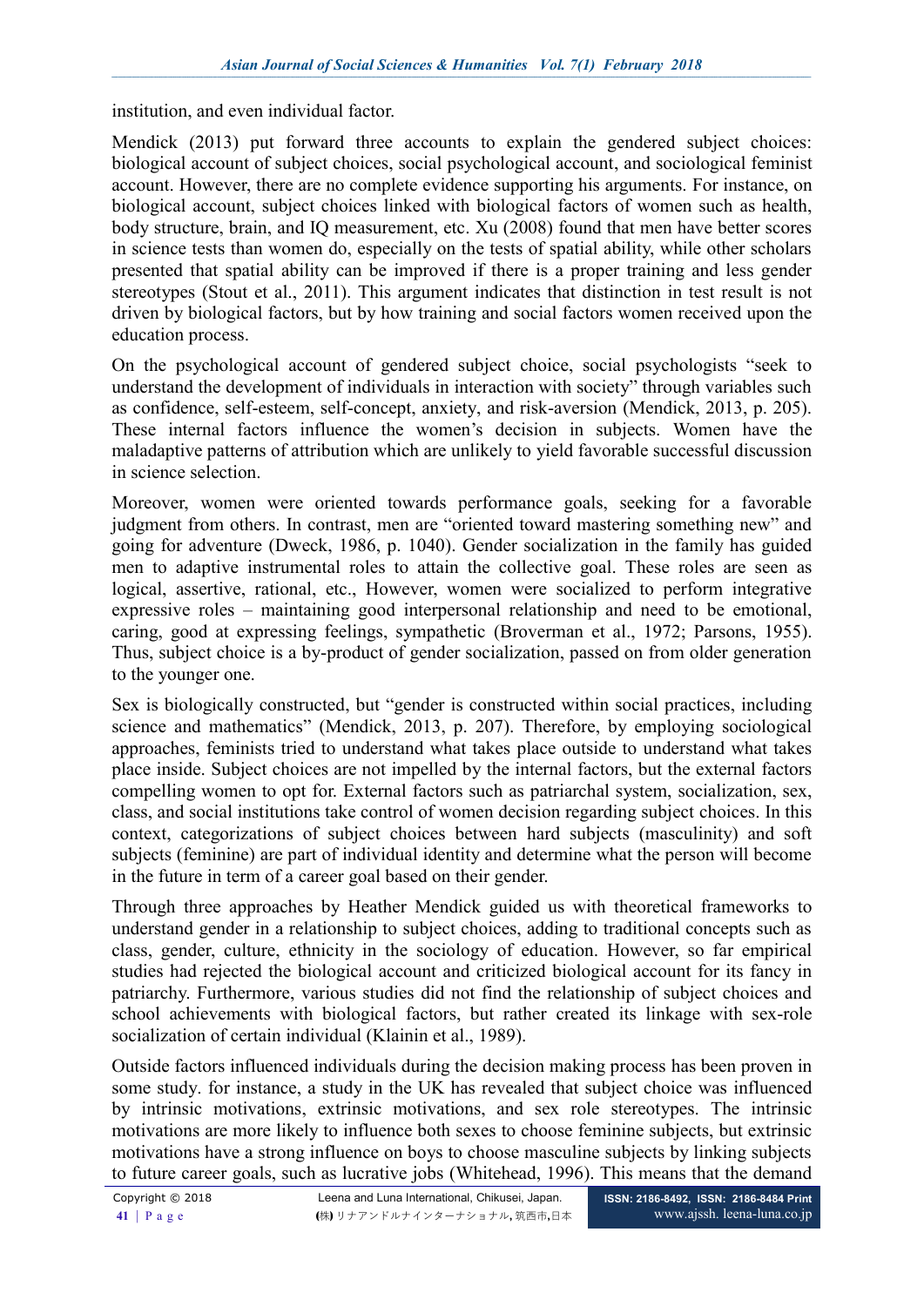institution, and even individual factor.

Mendick (2013) put forward three accounts to explain the gendered subject choices: biological account of subject choices, social psychological account, and sociological feminist account. However, there are no complete evidence supporting his arguments. For instance, on biological account, subject choices linked with biological factors of women such as health, body structure, brain, and IQ measurement, etc. Xu (2008) found that men have better scores in science tests than women do, especially on the tests of spatial ability, while other scholars presented that spatial ability can be improved if there is a proper training and less gender stereotypes (Stout et al., 2011). This argument indicates that distinction in test result is not driven by biological factors, but by how training and social factors women received upon the education process.

On the psychological account of gendered subject choice, social psychologists "seek to understand the development of individuals in interaction with society" through variables such as confidence, self-esteem, self-concept, anxiety, and risk-aversion (Mendick, 2013, p. 205). These internal factors influence the women's decision in subjects. Women have the maladaptive patterns of attribution which are unlikely to yield favorable successful discussion in science selection.

Moreover, women were oriented towards performance goals, seeking for a favorable judgment from others. In contrast, men are "oriented toward mastering something new" and going for adventure (Dweck, 1986, p. 1040). Gender socialization in the family has guided men to adaptive instrumental roles to attain the collective goal. These roles are seen as logical, assertive, rational, etc., However, women were socialized to perform integrative expressive roles – maintaining good interpersonal relationship and need to be emotional, caring, good at expressing feelings, sympathetic (Broverman et al., 1972; Parsons, 1955). Thus, subject choice is a by-product of gender socialization, passed on from older generation to the younger one.

Sex is biologically constructed, but "gender is constructed within social practices, including science and mathematics" (Mendick, 2013, p. 207). Therefore, by employing sociological approaches, feminists tried to understand what takes place outside to understand what takes place inside. Subject choices are not impelled by the internal factors, but the external factors compelling women to opt for. External factors such as patriarchal system, socialization, sex, class, and social institutions take control of women decision regarding subject choices. In this context, categorizations of subject choices between hard subjects (masculinity) and soft subjects (feminine) are part of individual identity and determine what the person will become in the future in term of a career goal based on their gender.

Through three approaches by Heather Mendick guided us with theoretical frameworks to understand gender in a relationship to subject choices, adding to traditional concepts such as class, gender, culture, ethnicity in the sociology of education. However, so far empirical studies had rejected the biological account and criticized biological account for its fancy in patriarchy. Furthermore, various studies did not find the relationship of subject choices and school achievements with biological factors, but rather created its linkage with sex-role socialization of certain individual (Klainin et al., 1989).

Outside factors influenced individuals during the decision making process has been proven in some study. for instance, a study in the UK has revealed that subject choice was influenced by intrinsic motivations, extrinsic motivations, and sex role stereotypes. The intrinsic motivations are more likely to influence both sexes to choose feminine subjects, but extrinsic motivations have a strong influence on boys to choose masculine subjects by linking subjects to future career goals, such as lucrative jobs (Whitehead, 1996). This means that the demand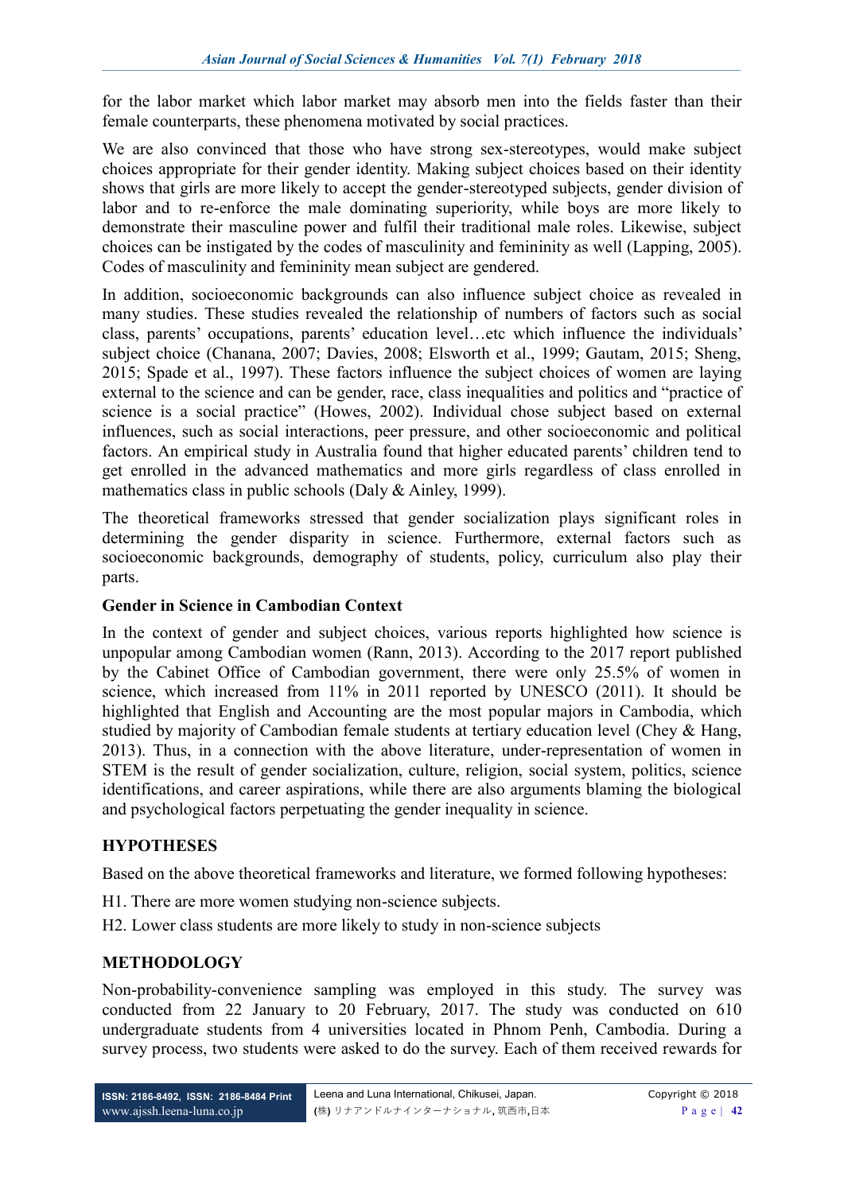for the labor market which labor market may absorb men into the fields faster than their female counterparts, these phenomena motivated by social practices.

We are also convinced that those who have strong sex-stereotypes, would make subject choices appropriate for their gender identity. Making subject choices based on their identity shows that girls are more likely to accept the gender-stereotyped subjects, gender division of labor and to re-enforce the male dominating superiority, while boys are more likely to demonstrate their masculine power and fulfil their traditional male roles. Likewise, subject choices can be instigated by the codes of masculinity and femininity as well (Lapping, 2005). Codes of masculinity and femininity mean subject are gendered.

In addition, socioeconomic backgrounds can also influence subject choice as revealed in many studies. These studies revealed the relationship of numbers of factors such as social class, parents' occupations, parents' education level…etc which influence the individuals' subject choice (Chanana, 2007; Davies, 2008; Elsworth et al., 1999; Gautam, 2015; Sheng, 2015; Spade et al., 1997). These factors influence the subject choices of women are laying external to the science and can be gender, race, class inequalities and politics and "practice of science is a social practice" (Howes, 2002). Individual chose subject based on external influences, such as social interactions, peer pressure, and other socioeconomic and political factors. An empirical study in Australia found that higher educated parents' children tend to get enrolled in the advanced mathematics and more girls regardless of class enrolled in mathematics class in public schools (Daly & Ainley, 1999).

The theoretical frameworks stressed that gender socialization plays significant roles in determining the gender disparity in science. Furthermore, external factors such as socioeconomic backgrounds, demography of students, policy, curriculum also play their parts.

### Gender in Science in Cambodian Context

In the context of gender and subject choices, various reports highlighted how science is unpopular among Cambodian women (Rann, 2013). According to the 2017 report published by the Cabinet Office of Cambodian government, there were only 25.5% of women in science, which increased from 11% in 2011 reported by UNESCO (2011). It should be highlighted that English and Accounting are the most popular majors in Cambodia, which studied by majority of Cambodian female students at tertiary education level (Chey & Hang, 2013). Thus, in a connection with the above literature, under-representation of women in STEM is the result of gender socialization, culture, religion, social system, politics, science identifications, and career aspirations, while there are also arguments blaming the biological and psychological factors perpetuating the gender inequality in science.

## HYPOTHESES

Based on the above theoretical frameworks and literature, we formed following hypotheses:

H1. There are more women studying non-science subjects.

H2. Lower class students are more likely to study in non-science subjects

## METHODOLOGY

Non-probability-convenience sampling was employed in this study. The survey was conducted from 22 January to 20 February, 2017. The study was conducted on 610 undergraduate students from 4 universities located in Phnom Penh, Cambodia. During a survey process, two students were asked to do the survey. Each of them received rewards for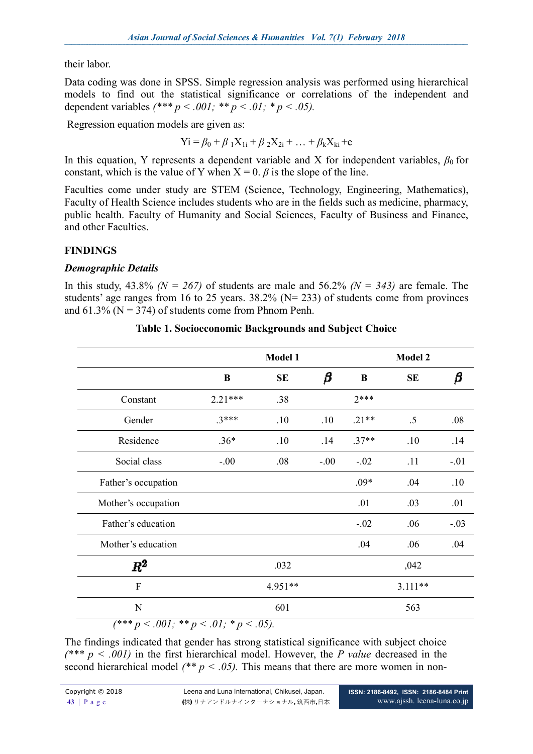their labor.

Data coding was done in SPSS. Simple regression analysis was performed using hierarchical models to find out the statistical significance or correlations of the independent and dependent variables *(\*\*\* p < .001; \*\* p < .01; \* p < .05).*

Regression equation models are given as:

$$Yi = \beta_0 + \beta_1 X_{1i} + \beta_2 X_{2i} + \ldots + \beta_k X_{ki} + e$$

In this equation, Y represents a dependent variable and X for independent variables, $\beta_0$ for constant, which is the value of Y when X = 0. $\beta$ is the slope of the line.

Faculties come under study are STEM (Science, Technology, Engineering, Mathematics), Faculty of Health Science includes students who are in the fields such as medicine, pharmacy, public health. Faculty of Humanity and Social Sciences, Faculty of Business and Finance, and other Faculties.

## FINDINGS

### *Demographic Details*

In this study, 43.8% *(N = 267)* of students are male and 56.2% *(N = 343)* are female. The students' age ranges from 16 to 25 years. 38.2% (N= 233) of students come from provinces and 61.3% (N = 374) of students come from Phnom Penh.

**Table 1. Socioeconomic Backgrounds and Subject Choice**

| | Model 1 | | | Model 2 | | |
|---|---|---|---|---|---|---|
| | **B** | **SE** | $\beta$ | **B** | **SE** | $\beta$ |
| Constant | 2.21*** | .38 | | 2*** | | |
| Gender | .3*** | .10 | .10 | .21** | .5 | .08 |
| Residence | .36* | .10 | .14 | .37** | .10 | .14 |
| Social class | -.00 | .08 | -.00 | -.02 | .11 | -.01 |
| Father's occupation | | | | .09* | .04 | .10 |
| Mother's occupation | | | | .01 | .03 | .01 |
| Father's education | | | | -.02 | .06 | -.03 |
| Mother's education | | | | .04 | .06 | .04 |
| $R^2$ | | .032 | | | ,042 | |
| F | | 4.951** | | | 3.111** | |
| N | | 601 | | | 563 | |

*(\*\*\* p < .001; \*\* p < .01; \* p < .05).*

The findings indicated that gender has strong statistical significance with subject choice *(\*\*\* p < .001)* in the first hierarchical model. However, the *P value* decreased in the second hierarchical model *(\*\* p < .05).* This means that there are more women in non-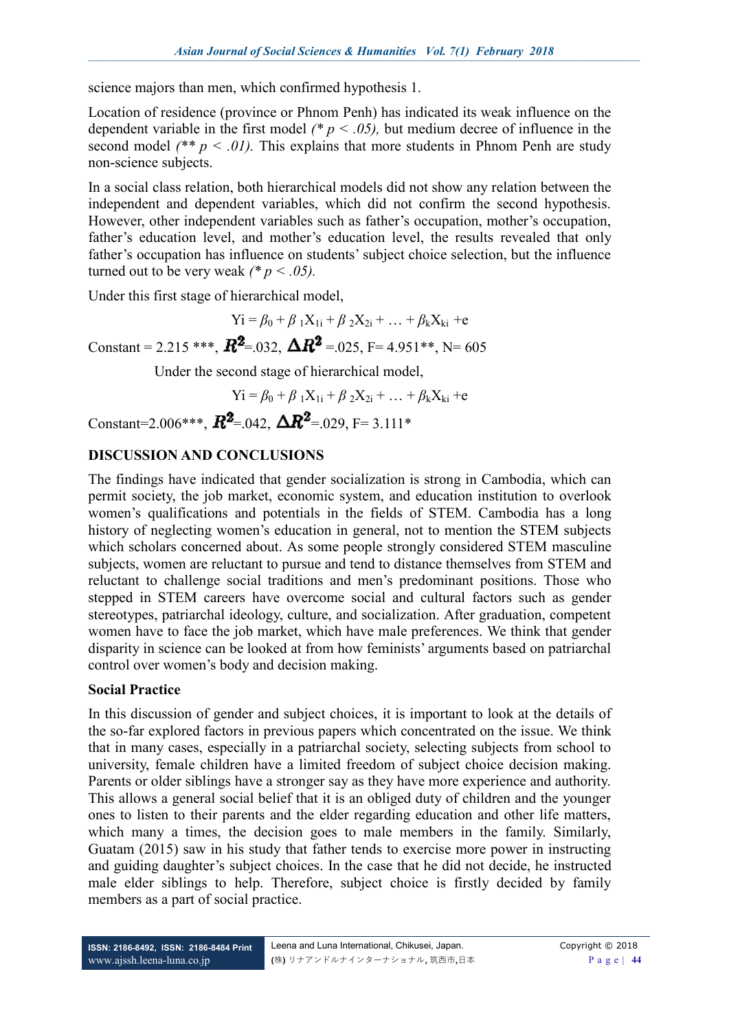science majors than men, which confirmed hypothesis 1.

Location of residence (province or Phnom Penh) has indicated its weak influence on the dependent variable in the first model *(\* $p < .05$)*, but medium decree of influence in the second model *(\*\* $p < .01$)*. This explains that more students in Phnom Penh are study non-science subjects.

In a social class relation, both hierarchical models did not show any relation between the independent and dependent variables, which did not confirm the second hypothesis. However, other independent variables such as father's occupation, mother's occupation, father's education level, and mother's education level, the results revealed that only father's occupation has influence on students' subject choice selection, but the influence turned out to be very weak *(\* $p < .05$)*.

Under this first stage of hierarchical model,

$$Y_i = \beta_0 + \beta_1 X_{1i} + \beta_2 X_{2i} + \ldots + \beta_k X_{ki} + e$$

Constant = 2.215 \*\*\*, $R^2$=.032, $\Delta R^2$ =.025, F= 4.951\*\*, N= 605

Under the second stage of hierarchical model,

$$Y_i = \beta_0 + \beta_1 X_{1i} + \beta_2 X_{2i} + \ldots + \beta_k X_{ki} + e$$

Constant=2.006\*\*\*, $R^2$=.042, $\Delta R^2$=.029, F= 3.111\*

## DISCUSSION AND CONCLUSIONS

The findings have indicated that gender socialization is strong in Cambodia, which can permit society, the job market, economic system, and education institution to overlook women's qualifications and potentials in the fields of STEM. Cambodia has a long history of neglecting women's education in general, not to mention the STEM subjects which scholars concerned about. As some people strongly considered STEM masculine subjects, women are reluctant to pursue and tend to distance themselves from STEM and reluctant to challenge social traditions and men's predominant positions. Those who stepped in STEM careers have overcome social and cultural factors such as gender stereotypes, patriarchal ideology, culture, and socialization. After graduation, competent women have to face the job market, which have male preferences. We think that gender disparity in science can be looked at from how feminists' arguments based on patriarchal control over women's body and decision making.

### Social Practice

In this discussion of gender and subject choices, it is important to look at the details of the so-far explored factors in previous papers which concentrated on the issue. We think that in many cases, especially in a patriarchal society, selecting subjects from school to university, female children have a limited freedom of subject choice decision making. Parents or older siblings have a stronger say as they have more experience and authority. This allows a general social belief that it is an obliged duty of children and the younger ones to listen to their parents and the elder regarding education and other life matters, which many a times, the decision goes to male members in the family. Similarly, Guatam (2015) saw in his study that father tends to exercise more power in instructing and guiding daughter's subject choices. In the case that he did not decide, he instructed male elder siblings to help. Therefore, subject choice is firstly decided by family members as a part of social practice.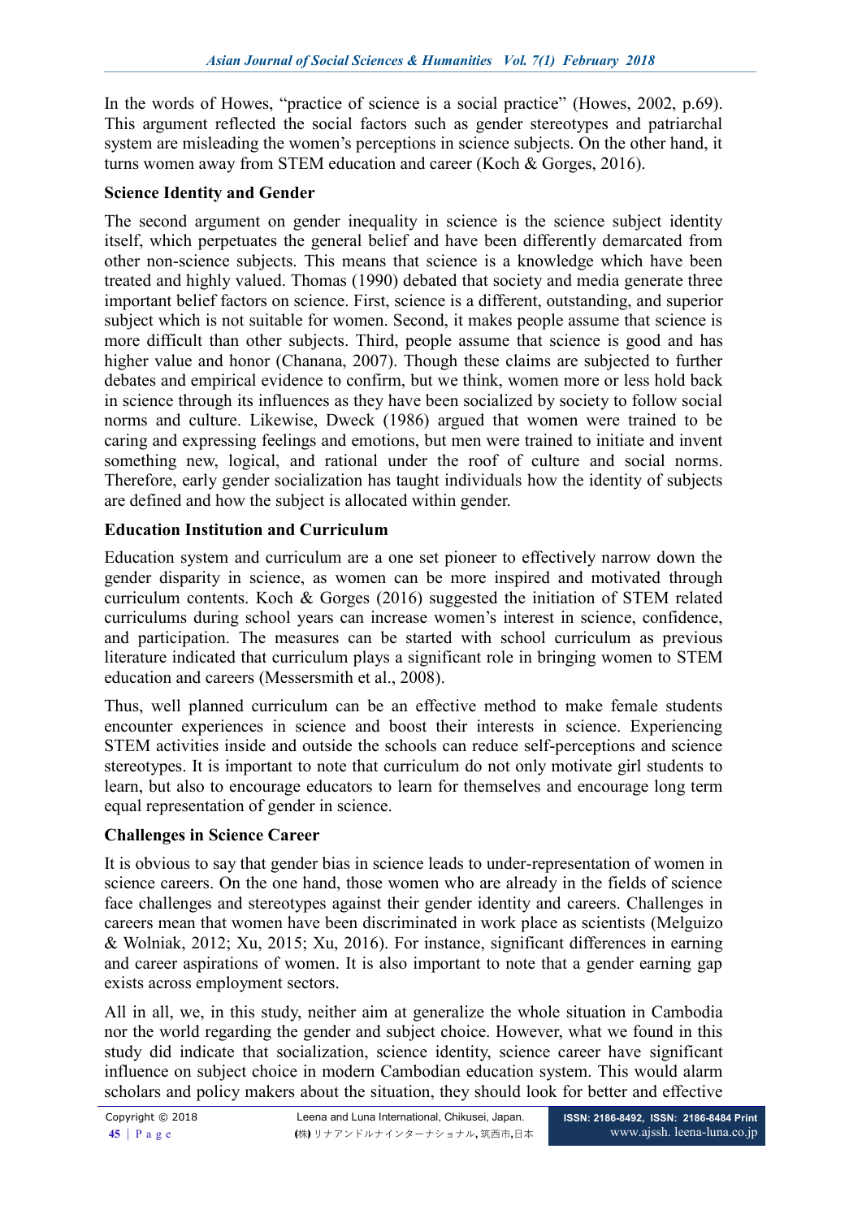In the words of Howes, "practice of science is a social practice" (Howes, 2002, p.69). This argument reflected the social factors such as gender stereotypes and patriarchal system are misleading the women's perceptions in science subjects. On the other hand, it turns women away from STEM education and career (Koch & Gorges, 2016).

### Science Identity and Gender

The second argument on gender inequality in science is the science subject identity itself, which perpetuates the general belief and have been differently demarcated from other non-science subjects. This means that science is a knowledge which have been treated and highly valued. Thomas (1990) debated that society and media generate three important belief factors on science. First, science is a different, outstanding, and superior subject which is not suitable for women. Second, it makes people assume that science is more difficult than other subjects. Third, people assume that science is good and has higher value and honor (Chanana, 2007). Though these claims are subjected to further debates and empirical evidence to confirm, but we think, women more or less hold back in science through its influences as they have been socialized by society to follow social norms and culture. Likewise, Dweck (1986) argued that women were trained to be caring and expressing feelings and emotions, but men were trained to initiate and invent something new, logical, and rational under the roof of culture and social norms. Therefore, early gender socialization has taught individuals how the identity of subjects are defined and how the subject is allocated within gender.

### Education Institution and Curriculum

Education system and curriculum are a one set pioneer to effectively narrow down the gender disparity in science, as women can be more inspired and motivated through curriculum contents. Koch & Gorges (2016) suggested the initiation of STEM related curriculums during school years can increase women's interest in science, confidence, and participation. The measures can be started with school curriculum as previous literature indicated that curriculum plays a significant role in bringing women to STEM education and careers (Messersmith et al., 2008).

Thus, well planned curriculum can be an effective method to make female students encounter experiences in science and boost their interests in science. Experiencing STEM activities inside and outside the schools can reduce self-perceptions and science stereotypes. It is important to note that curriculum do not only motivate girl students to learn, but also to encourage educators to learn for themselves and encourage long term equal representation of gender in science.

### Challenges in Science Career

It is obvious to say that gender bias in science leads to under-representation of women in science careers. On the one hand, those women who are already in the fields of science face challenges and stereotypes against their gender identity and careers. Challenges in careers mean that women have been discriminated in work place as scientists (Melguizo & Wolniak, 2012; Xu, 2015; Xu, 2016). For instance, significant differences in earning and career aspirations of women. It is also important to note that a gender earning gap exists across employment sectors.

All in all, we, in this study, neither aim at generalize the whole situation in Cambodia nor the world regarding the gender and subject choice. However, what we found in this study did indicate that socialization, science identity, science career have significant influence on subject choice in modern Cambodian education system. This would alarm scholars and policy makers about the situation, they should look for better and effective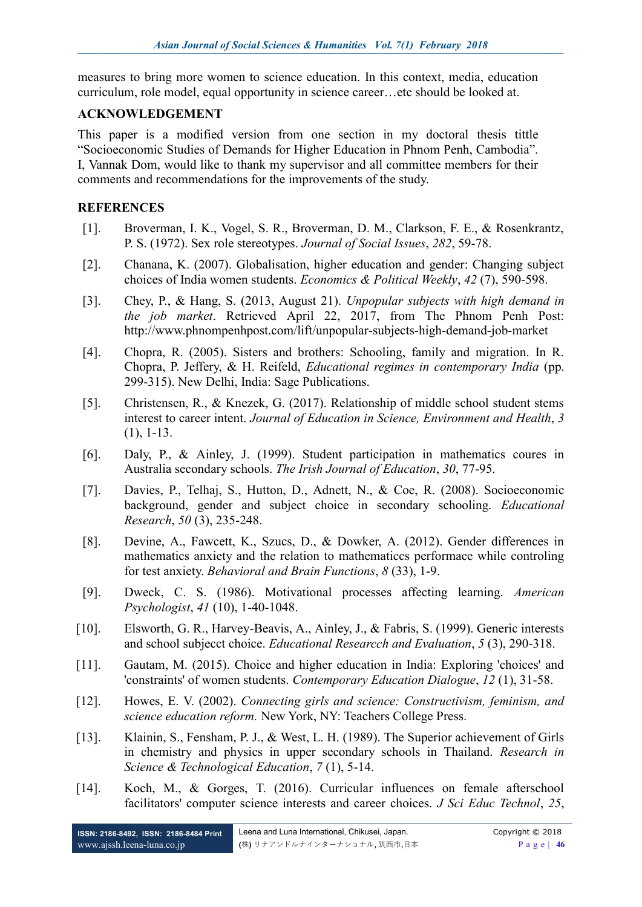measures to bring more women to science education. In this context, media, education curriculum, role model, equal opportunity in science career…etc should be looked at.

## ACKNOWLEDGEMENT

This paper is a modified version from one section in my doctoral thesis tittle "Socioeconomic Studies of Demands for Higher Education in Phnom Penh, Cambodia". I, Vannak Dom, would like to thank my supervisor and all committee members for their comments and recommendations for the improvements of the study.

## REFERENCES

[1]. Broverman, I. K., Vogel, S. R., Broverman, D. M., Clarkson, F. E., & Rosenkrantz, P. S. (1972). Sex role stereotypes. *Journal of Social Issues*, *282*, 59-78.

[2]. Chanana, K. (2007). Globalisation, higher education and gender: Changing subject choices of India women students. *Economics & Political Weekly*, *42* (7), 590-598.

[3]. Chey, P., & Hang, S. (2013, August 21). *Unpopular subjects with high demand in the job market*. Retrieved April 22, 2017, from The Phnom Penh Post: http://www.phnompenhpost.com/lift/unpopular-subjects-high-demand-job-market

[4]. Chopra, R. (2005). Sisters and brothers: Schooling, family and migration. In R. Chopra, P. Jeffery, & H. Reifeld, *Educational regimes in contemporary India* (pp. 299-315). New Delhi, India: Sage Publications.

[5]. Christensen, R., & Knezek, G. (2017). Relationship of middle school student stems interest to career intent. *Journal of Education in Science, Environment and Health*, *3* (1), 1-13.

[6]. Daly, P., & Ainley, J. (1999). Student participation in mathematics coures in Australia secondary schools. *The Irish Journal of Education*, *30*, 77-95.

[7]. Davies, P., Telhaj, S., Hutton, D., Adnett, N., & Coe, R. (2008). Socioeconomic background, gender and subject choice in secondary schooling. *Educational Research*, *50* (3), 235-248.

[8]. Devine, A., Fawcett, K., Szucs, D., & Dowker, A. (2012). Gender differences in mathematics anxiety and the relation to mathematiccs performace while controling for test anxiety. *Behavioral and Brain Functions*, *8* (33), 1-9.

[9]. Dweck, C. S. (1986). Motivational processes affecting learning. *American Psychologist*, *41* (10), 1-40-1048.

[10]. Elsworth, G. R., Harvey-Beavis, A., Ainley, J., & Fabris, S. (1999). Generic interests and school subjecct choice. *Educational Researcch and Evaluation*, *5* (3), 290-318.

[11]. Gautam, M. (2015). Choice and higher education in India: Exploring 'choices' and 'constraints' of women students. *Contemporary Education Dialogue*, *12* (1), 31-58.

[12]. Howes, E. V. (2002). *Connecting girls and science: Constructivism, feminism, and science education reform.* New York, NY: Teachers College Press.

[13]. Klainin, S., Fensham, P. J., & West, L. H. (1989). The Superior achievement of Girls in chemistry and physics in upper secondary schools in Thailand. *Research in Science & Technological Education*, *7* (1), 5-14.

[14]. Koch, M., & Gorges, T. (2016). Curricular influences on female afterschool facilitators' computer science interests and career choices. *J Sci Educ Technol*, *25*,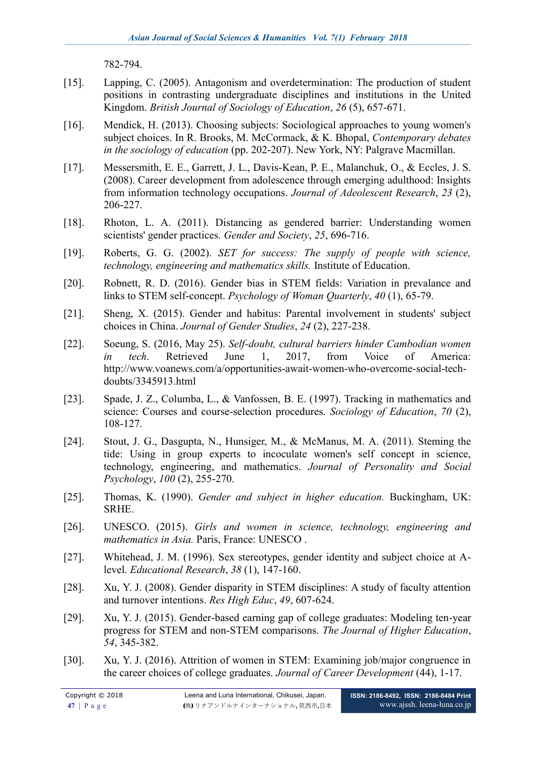782-794.

[15]. Lapping, C. (2005). Antagonism and overdetermination: The production of student positions in contrasting undergraduate disciplines and institutions in the United Kingdom. *British Journal of Sociology of Education*, *26* (5), 657-671.

[16]. Mendick, H. (2013). Choosing subjects: Sociological approaches to young women's subject choices. In R. Brooks, M. McCormack, & K. Bhopal, *Contemporary debates in the sociology of education* (pp. 202-207). New York, NY: Palgrave Macmillan.

[17]. Messersmith, E. E., Garrett, J. L., Davis-Kean, P. E., Malanchuk, O., & Eccles, J. S. (2008). Career development from adolescence through emerging adulthood: Insights from information technology occupations. *Journal of Adeolescent Research*, *23* (2), 206-227.

[18]. Rhoton, L. A. (2011). Distancing as gendered barrier: Understanding women scientists' gender practices. *Gender and Society*, *25*, 696-716.

[19]. Roberts, G. G. (2002). *SET for success: The supply of people with science, technology, engineering and mathematics skills.* Institute of Education.

[20]. Robnett, R. D. (2016). Gender bias in STEM fields: Variation in prevalance and links to STEM self-concept. *Psychology of Woman Quarterly*, *40* (1), 65-79.

[21]. Sheng, X. (2015). Gender and habitus: Parental involvement in students' subject choices in China. *Journal of Gender Studies*, *24* (2), 227-238.

[22]. Soeung, S. (2016, May 25). *Self-doubt, cultural barriers hinder Cambodian women in tech*. Retrieved June 1, 2017, from Voice of America: http://www.voanews.com/a/opportunities-await-women-who-overcome-social-tech-doubts/3345913.html

[23]. Spade, J. Z., Columba, L., & Vanfossen, B. E. (1997). Tracking in mathematics and science: Courses and course-selection procedures. *Sociology of Education*, *70* (2), 108-127.

[24]. Stout, J. G., Dasgupta, N., Hunsiger, M., & McManus, M. A. (2011). Steming the tide: Using in group experts to incoculate women's self concept in science, technology, engineering, and mathematics. *Journal of Personality and Social Psychology*, *100* (2), 255-270.

[25]. Thomas, K. (1990). *Gender and subject in higher education.* Buckingham, UK: SRHE.

[26]. UNESCO. (2015). *Girls and women in science, technology, engineering and mathematics in Asia.* Paris, France: UNESCO .

[27]. Whitehead, J. M. (1996). Sex stereotypes, gender identity and subject choice at A-level. *Educational Research*, *38* (1), 147-160.

[28]. Xu, Y. J. (2008). Gender disparity in STEM disciplines: A study of faculty attention and turnover intentions. *Res High Educ*, *49*, 607-624.

[29]. Xu, Y. J. (2015). Gender-based earning gap of college graduates: Modeling ten-year progress for STEM and non-STEM comparisons. *The Journal of Higher Education*, *54*, 345-382.

[30]. Xu, Y. J. (2016). Attrition of women in STEM: Examining job/major congruence in the career choices of college graduates. *Journal of Career Development* (44), 1-17.